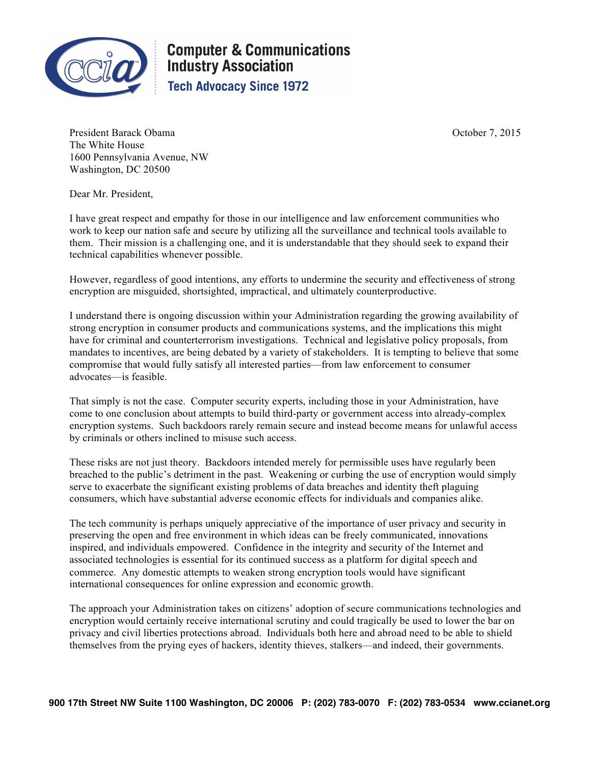**Computer & Communications Industry Association**
**Tech Advocacy Since 1972**

President Barack Obama
The White House
1600 Pennsylvania Avenue, NW
Washington, DC 20500

October 7, 2015

Dear Mr. President,

I have great respect and empathy for those in our intelligence and law enforcement communities who work to keep our nation safe and secure by utilizing all the surveillance and technical tools available to them. Their mission is a challenging one, and it is understandable that they should seek to expand their technical capabilities whenever possible.

However, regardless of good intentions, any efforts to undermine the security and effectiveness of strong encryption are misguided, shortsighted, impractical, and ultimately counterproductive.

I understand there is ongoing discussion within your Administration regarding the growing availability of strong encryption in consumer products and communications systems, and the implications this might have for criminal and counterterrorism investigations. Technical and legislative policy proposals, from mandates to incentives, are being debated by a variety of stakeholders. It is tempting to believe that some compromise that would fully satisfy all interested parties—from law enforcement to consumer advocates—is feasible.

That simply is not the case. Computer security experts, including those in your Administration, have come to one conclusion about attempts to build third-party or government access into already-complex encryption systems. Such backdoors rarely remain secure and instead become means for unlawful access by criminals or others inclined to misuse such access.

These risks are not just theory. Backdoors intended merely for permissible uses have regularly been breached to the public's detriment in the past. Weakening or curbing the use of encryption would simply serve to exacerbate the significant existing problems of data breaches and identity theft plaguing consumers, which have substantial adverse economic effects for individuals and companies alike.

The tech community is perhaps uniquely appreciative of the importance of user privacy and security in preserving the open and free environment in which ideas can be freely communicated, innovations inspired, and individuals empowered. Confidence in the integrity and security of the Internet and associated technologies is essential for its continued success as a platform for digital speech and commerce. Any domestic attempts to weaken strong encryption tools would have significant international consequences for online expression and economic growth.

The approach your Administration takes on citizens' adoption of secure communications technologies and encryption would certainly receive international scrutiny and could tragically be used to lower the bar on privacy and civil liberties protections abroad. Individuals both here and abroad need to be able to shield themselves from the prying eyes of hackers, identity thieves, stalkers—and indeed, their governments.

**900 17th Street NW Suite 1100 Washington, DC 20006 P: (202) 783-0070 F: (202) 783-0534 www.ccianet.org**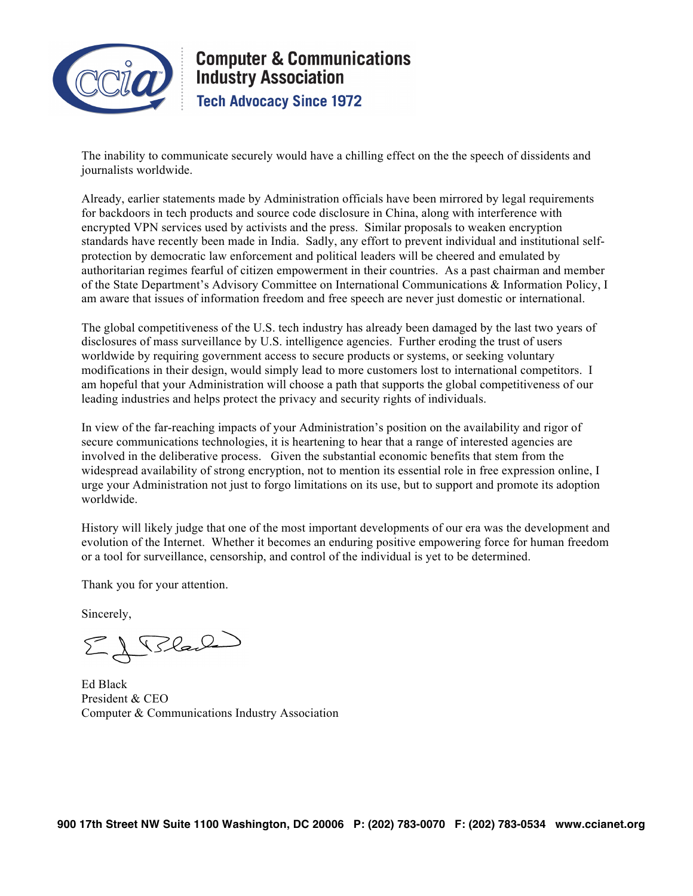The inability to communicate securely would have a chilling effect on the the speech of dissidents and journalists worldwide.

Already, earlier statements made by Administration officials have been mirrored by legal requirements for backdoors in tech products and source code disclosure in China, along with interference with encrypted VPN services used by activists and the press. Similar proposals to weaken encryption standards have recently been made in India. Sadly, any effort to prevent individual and institutional self-protection by democratic law enforcement and political leaders will be cheered and emulated by authoritarian regimes fearful of citizen empowerment in their countries. As a past chairman and member of the State Department's Advisory Committee on International Communications & Information Policy, I am aware that issues of information freedom and free speech are never just domestic or international.

The global competitiveness of the U.S. tech industry has already been damaged by the last two years of disclosures of mass surveillance by U.S. intelligence agencies. Further eroding the trust of users worldwide by requiring government access to secure products or systems, or seeking voluntary modifications in their design, would simply lead to more customers lost to international competitors. I am hopeful that your Administration will choose a path that supports the global competitiveness of our leading industries and helps protect the privacy and security rights of individuals.

In view of the far-reaching impacts of your Administration's position on the availability and rigor of secure communications technologies, it is heartening to hear that a range of interested agencies are involved in the deliberative process. Given the substantial economic benefits that stem from the widespread availability of strong encryption, not to mention its essential role in free expression online, I urge your Administration not just to forgo limitations on its use, but to support and promote its adoption worldwide.

History will likely judge that one of the most important developments of our era was the development and evolution of the Internet. Whether it becomes an enduring positive empowering force for human freedom or a tool for surveillance, censorship, and control of the individual is yet to be determined.

Thank you for your attention.

Sincerely,

Ed Black
President & CEO
Computer & Communications Industry Association